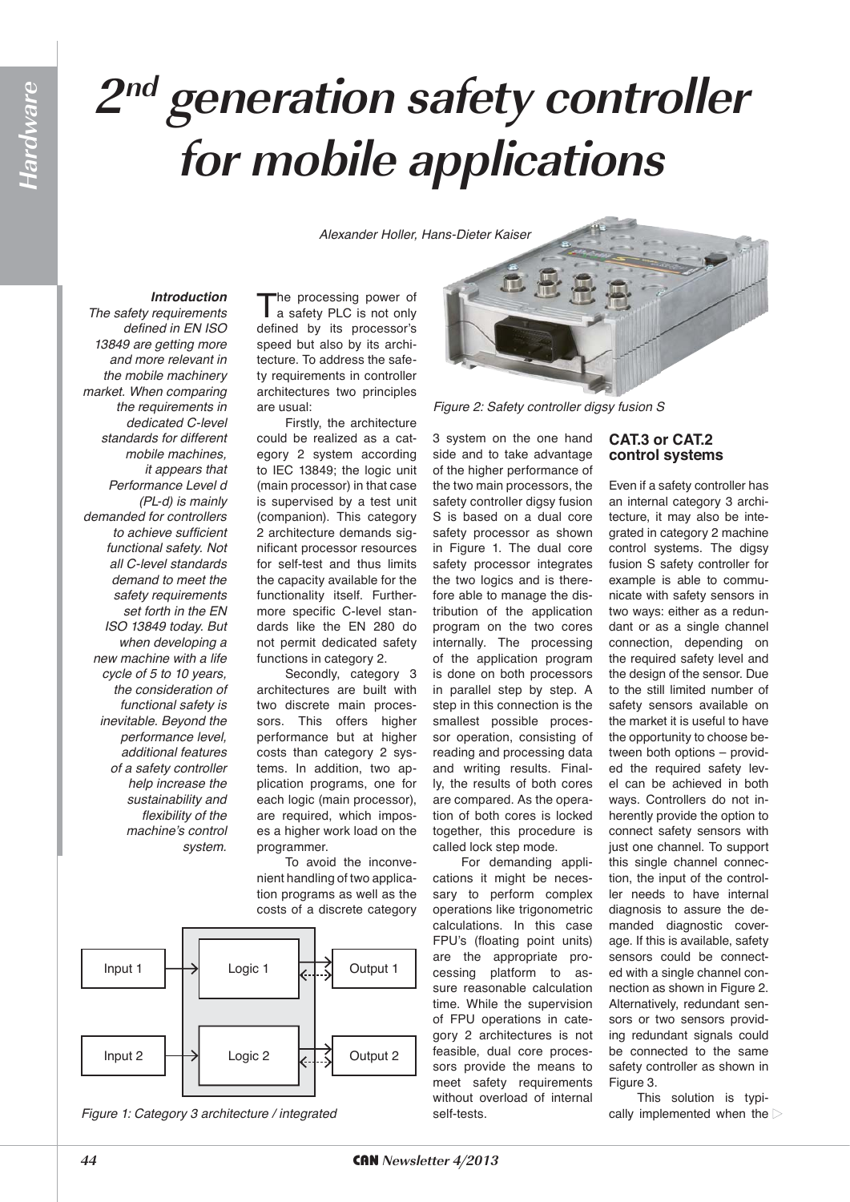#  2nd generation safety controller for mobile applications

*Alexander Holler, Hans-Dieter Kaiser*

***Introduction***

*The safety requirements defined in EN ISO 13849 are getting more and more relevant in the mobile machinery market. When comparing the requirements in dedicated C-level standards for different mobile machines, it appears that Performance Level d (PL-d) is mainly demanded for controllers to achieve sufficient functional safety. Not all C-level standards demand to meet the safety requirements set forth in the EN ISO 13849 today. But when developing a new machine with a life cycle of 5 to 10 years, the consideration of functional safety is inevitable. Beyond the performance level, additional features of a safety controller help increase the sustainability and flexibility of the machine's control system.*

The processing power of a safety PLC is not only defined by its processor's speed but also by its architecture. To address the safety requirements in controller architectures two principles are usual:

Firstly, the architecture could be realized as a category 2 system according to IEC 13849; the logic unit (main processor) in that case is supervised by a test unit (companion). This category 2 architecture demands significant processor resources for self-test and thus limits the capacity available for the functionality itself. Furthermore specific C-level standards like the EN 280 do not permit dedicated safety functions in category 2.

Secondly, category 3 architectures are built with two discrete main processors. This offers higher performance but at higher costs than category 2 systems. In addition, two application programs, one for each logic (main processor), are required, which imposes a higher work load on the programmer.

To avoid the inconvenient handling of two application programs as well as the costs of a discrete category 3 system on the one hand side and to take advantage of the higher performance of the two main processors, the safety controller digsy fusion S is based on a dual core safety processor as shown in Figure 1. The dual core safety processor integrates the two logics and is therefore able to manage the distribution of the application program on the two cores internally. The processing of the application program is done on both processors in parallel step by step. A step in this connection is the smallest possible processor operation, consisting of reading and processing data and writing results. Finally, the results of both cores are compared. As the operation of both cores is locked together, this procedure is called lock step mode.

For demanding applications it might be necessary to perform complex operations like trigonometric calculations. In this case FPU's (floating point units) are the appropriate processing platform to assure reasonable calculation time. While the supervision of FPU operations in category 2 architectures is not feasible, dual core processors provide the means to meet safety requirements without overload of internal self-tests.

Input 1 → Logic 1 → Output 1
Input 2 → Logic 2 → Output 2

Figure 1: Category 3 architecture / integrated

Figure 2: Safety controller digsy fusion S

## CAT.3 or CAT.2 control systems

Even if a safety controller has an internal category 3 architecture, it may also be integrated in category 2 machine control systems. The digsy fusion S safety controller for example is able to communicate with safety sensors in two ways: either as a redundant or as a single channel connection, depending on the required safety level and the design of the sensor. Due to the still limited number of safety sensors available on the market it is useful to have the opportunity to choose between both options – provided the required safety level can be achieved in both ways. Controllers do not inherently provide the option to connect safety sensors with just one channel. To support this single channel connection, the input of the controller needs to have internal diagnosis to assure the demanded diagnostic coverage. If this is available, safety sensors could be connected with a single channel connection as shown in Figure 2. Alternatively, redundant sensors or two sensors providing redundant signals could be connected to the same safety controller as shown in Figure 3.

This solution is typically implemented when the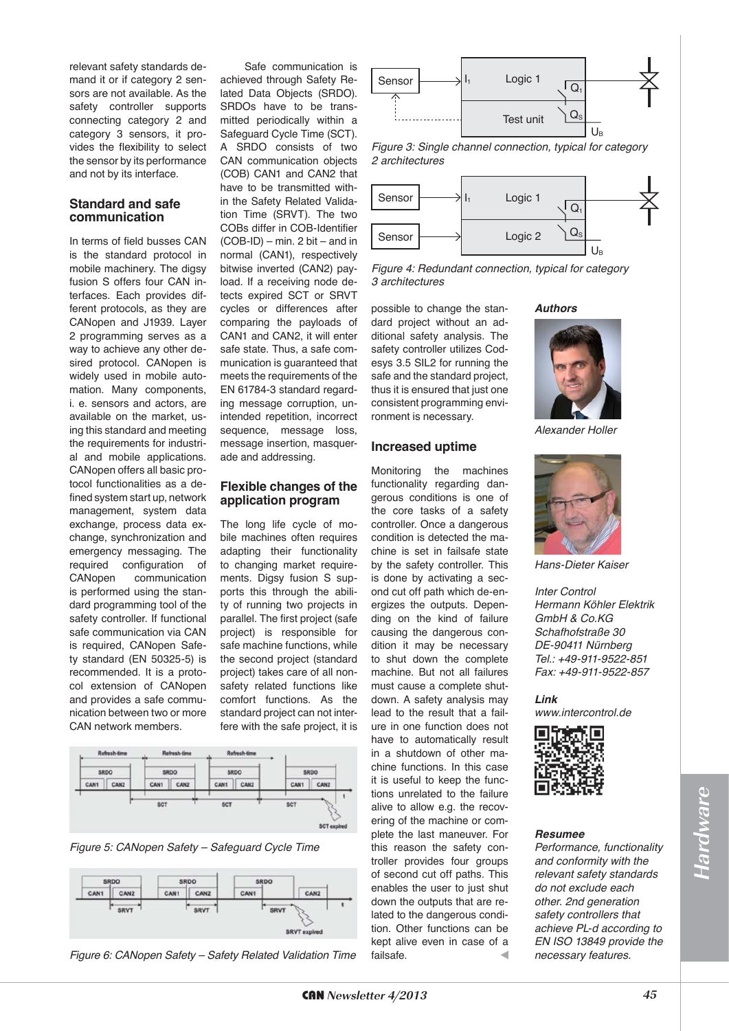relevant safety standards demand it or if category 2 sensors are not available. As the safety controller supports connecting category 2 and category 3 sensors, it provides the flexibility to select the sensor by its performance and not by its interface.

## Standard and safe communication

In terms of field busses CAN is the standard protocol in mobile machinery. The digsy fusion S offers four CAN interfaces. Each provides different protocols, as they are CANopen and J1939. Layer 2 programming serves as a way to achieve any other desired protocol. CANopen is widely used in mobile automation. Many components, i. e. sensors and actors, are available on the market, using this standard and meeting the requirements for industrial and mobile applications. CANopen offers all basic protocol functionalities as a defined system start up, network management, system data exchange, process data exchange, synchronization and emergency messaging. The required configuration of CANopen communication is performed using the standard programming tool of the safety controller. If functional safe communication via CAN is required, CANopen Safety standard (EN 50325-5) is recommended. It is a protocol extension of CANopen and provides a safe communication between two or more CAN network members.

Safe communication is achieved through Safety Related Data Objects (SRDO). SRDOs have to be transmitted periodically within a Safeguard Cycle Time (SCT). A SRDO consists of two CAN communication objects (COB) CAN1 and CAN2 that have to be transmitted within the Safety Related Validation Time (SRVT). The two COBs differ in COB-Identifier (COB-ID) – min. 2 bit – and in normal (CAN1), respectively bitwise inverted (CAN2) payload. If a receiving node detects expired SCT or SRVT cycles or differences after comparing the payloads of CAN1 and CAN2, it will enter safe state. Thus, a safe communication is guaranteed that meets the requirements of the EN 61784-3 standard regarding message corruption, unintended repetition, incorrect sequence, message loss, message insertion, masquerade and addressing.

## Flexible changes of the application program

The long life cycle of mobile machines often requires adapting their functionality to changing market requirements. Digsy fusion S supports this through the ability of running two projects in parallel. The first project (safe project) is responsible for safe machine functions, while the second project (standard project) takes care of all non-safety related functions like comfort functions. As the standard project can not interfere with the safe project, it is possible to change the standard project without an additional safety analysis. The safety controller utilizes Codesys 3.5 SIL2 for running the safe and the standard project, thus it is ensured that just one consistent programming environment is necessary.

Refresh-time
SRDO
CAN1 CAN2
SCT
SCT expired

Figure 5: CANopen Safety – Safeguard Cycle Time

SRDO
CAN1 CAN2
SRVT
SRVT expired

Figure 6: CANopen Safety – Safety Related Validation Time

Sensor
$I_1$
Logic 1
$Q_1$
Test unit
$Q_S$
$U_B$

*Figure 3: Single channel connection, typical for category 2 architectures*

Sensor
$I_1$
Logic 1
$Q_1$
Sensor
Logic 2
$Q_S$
$U_B$

*Figure 4: Redundant connection, typical for category 3 architectures*

## Increased uptime

Monitoring the machines functionality regarding dangerous conditions is one of the core tasks of a safety controller. Once a dangerous condition is detected the machine is set in failsafe state by the safety controller. This is done by activating a second cut off path which de-energizes the outputs. Depending on the kind of failure causing the dangerous condition it may be necessary to shut down the complete machine. But not all failures must cause a complete shutdown. A safety analysis may lead to the result that a failure in one function does not have to automatically result in a shutdown of other machine functions. In this case it is useful to keep the functions unrelated to the failure alive to allow e.g. the recovering of the machine or complete the last maneuver. For this reason the safety controller provides four groups of second cut off paths. This enables the user to just shut down the outputs that are related to the dangerous condition. Other functions can be kept alive even in case of a failsafe. ◀

***Authors***

*Alexander Holler*

*Hans-Dieter Kaiser*

*Inter Control*
*Hermann Köhler Elektrik GmbH & Co.KG*
*Schafhofstraße 30*
*DE-90411 Nürnberg*
*Tel.: +49-911-9522-851*
*Fax: +49-911-9522-857*

***Link***
*www.intercontrol.de*

***Resumee***
*Performance, functionality and conformity with the relevant safety standards do not exclude each other. 2nd generation safety controllers that achieve PL-d according to EN ISO 13849 provide the necessary features.*